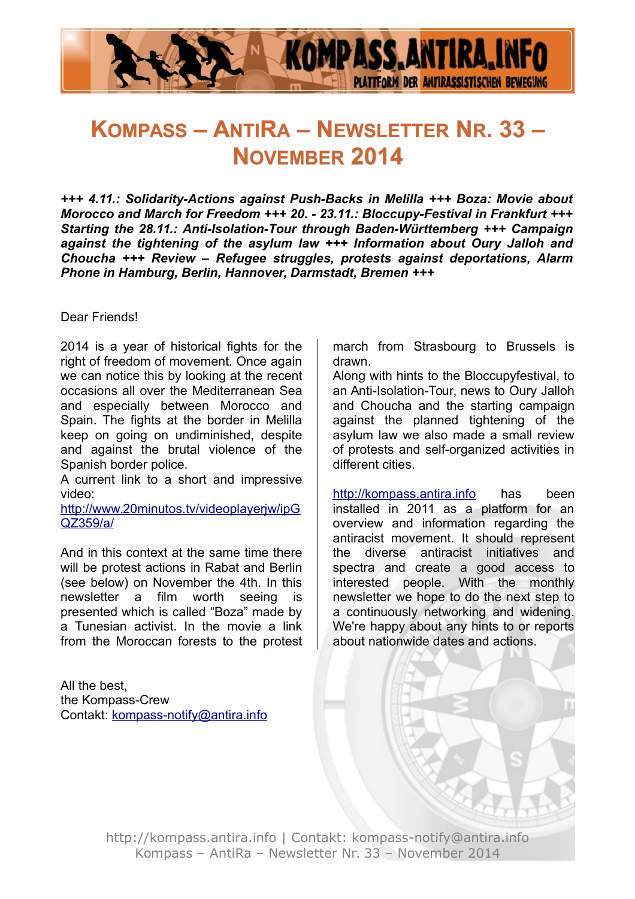# Kompass – AntiRa – Newsletter Nr. 33 – November 2014

***+++ 4.11.: Solidarity-Actions against Push-Backs in Melilla +++ Boza: Movie about Morocco and March for Freedom +++ 20. - 23.11.: Bloccupy-Festival in Frankfurt +++ Starting the 28.11.: Anti-Isolation-Tour through Baden-Württemberg +++ Campaign against the tightening of the asylum law +++ Information about Oury Jalloh and Choucha +++ Review – Refugee struggles, protests against deportations, Alarm Phone in Hamburg, Berlin, Hannover, Darmstadt, Bremen +++***

Dear Friends!

2014 is a year of historical fights for the right of freedom of movement. Once again we can notice this by looking at the recent occasions all over the Mediterranean Sea and especially between Morocco and Spain. The fights at the border in Melilla keep on going on undiminished, despite and against the brutal violence of the Spanish border police.
A current link to a short and impressive video:
http://www.20minutos.tv/videoplayerjw/ipGQZ359/a/

And in this context at the same time there will be protest actions in Rabat and Berlin (see below) on November the 4th. In this newsletter a film worth seeing is presented which is called “Boza” made by a Tunesian activist. In the movie a link from the Moroccan forests to the protest march from Strasbourg to Brussels is drawn.
Along with hints to the Bloccupyfestival, to an Anti-Isolation-Tour, news to Oury Jalloh and Choucha and the starting campaign against the planned tightening of the asylum law we also made a small review of protests and self-organized activities in different cities.

http://kompass.antira.info has been installed in 2011 as a platform for an overview and information regarding the antiracist movement. It should represent the diverse antiracist initiatives and spectra and create a good access to interested people. With the monthly newsletter we hope to do the next step to a continuously networking and widening. We're happy about any hints to or reports about nationwide dates and actions.

All the best,
the Kompass-Crew
Contakt: kompass-notify@antira.info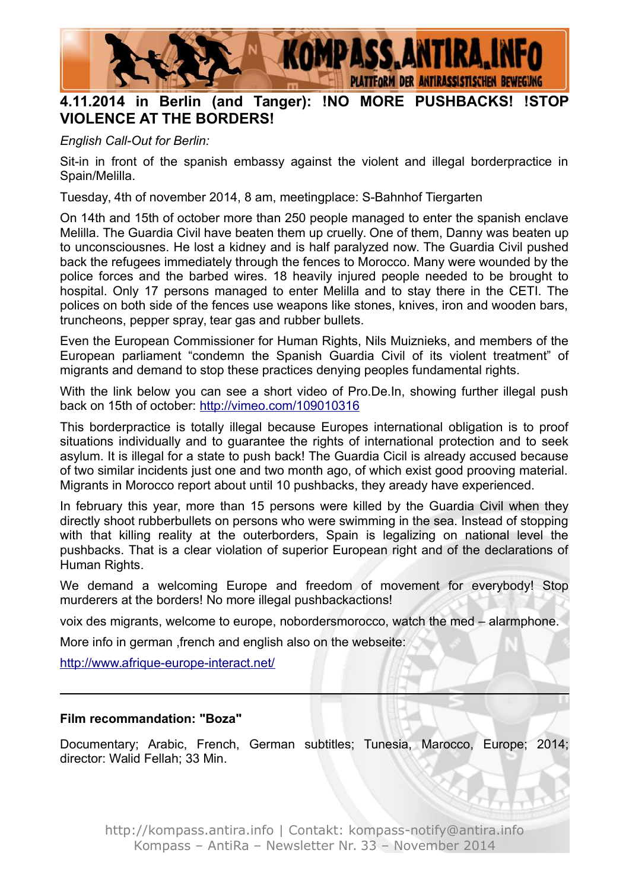## 4.11.2014 in Berlin (and Tanger): !NO MORE PUSHBACKS! !STOP VIOLENCE AT THE BORDERS!

*English Call-Out for Berlin:*

Sit-in in front of the spanish embassy against the violent and illegal borderpractice in Spain/Melilla.

Tuesday, 4th of november 2014, 8 am, meetingplace: S-Bahnhof Tiergarten

On 14th and 15th of october more than 250 people managed to enter the spanish enclave Melilla. The Guardia Civil have beaten them up cruelly. One of them, Danny was beaten up to unconsciousnes. He lost a kidney and is half paralyzed now. The Guardia Civil pushed back the refugees immediately through the fences to Morocco. Many were wounded by the police forces and the barbed wires. 18 heavily injured people needed to be brought to hospital. Only 17 persons managed to enter Melilla and to stay there in the CETI. The polices on both side of the fences use weapons like stones, knives, iron and wooden bars, truncheons, pepper spray, tear gas and rubber bullets.

Even the European Commissioner for Human Rights, Nils Muiznieks, and members of the European parliament “condemn the Spanish Guardia Civil of its violent treatment” of migrants and demand to stop these practices denying peoples fundamental rights.

With the link below you can see a short video of Pro.De.In, showing further illegal push back on 15th of october: http://vimeo.com/109010316

This borderpractice is totally illegal because Europes international obligation is to proof situations individually and to guarantee the rights of international protection and to seek asylum. It is illegal for a state to push back! The Guardia Cicil is already accused because of two similar incidents just one and two month ago, of which exist good prooving material. Migrants in Morocco report about until 10 pushbacks, they aready have experienced.

In february this year, more than 15 persons were killed by the Guardia Civil when they directly shoot rubberbullets on persons who were swimming in the sea. Instead of stopping with that killing reality at the outerborders, Spain is legalizing on national level the pushbacks. That is a clear violation of superior European right and of the declarations of Human Rights.

We demand a welcoming Europe and freedom of movement for everybody! Stop murderers at the borders! No more illegal pushbackactions!

voix des migrants, welcome to europe, nobordersmorocco, watch the med – alarmphone.

More info in german ,french and english also on the webseite:

http://www.afrique-europe-interact.net/

---

**Film recommandation: "Boza"**

Documentary; Arabic, French, German subtitles; Tunesia, Marocco, Europe; 2014; director: Walid Fellah; 33 Min.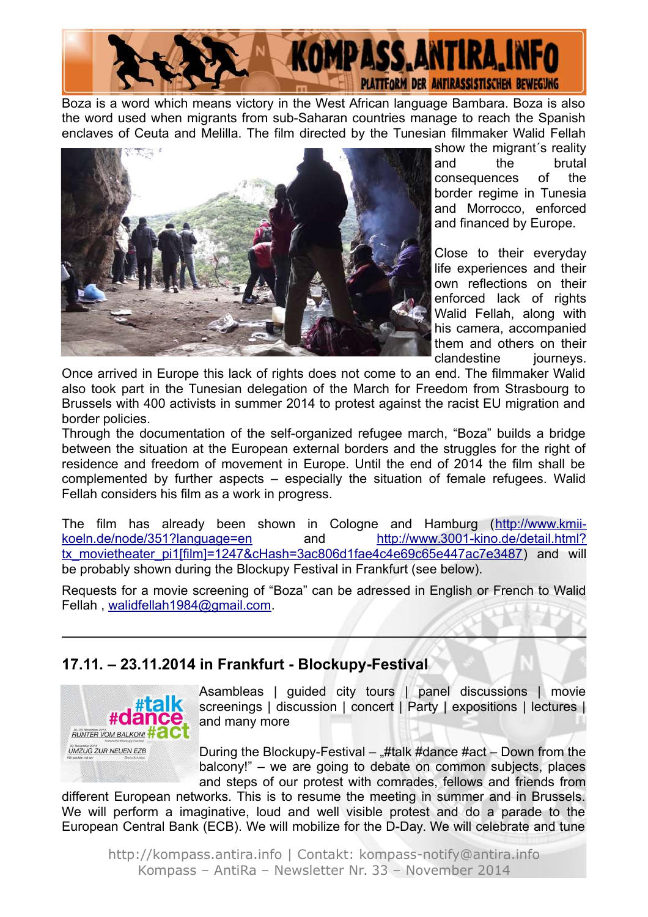Boza is a word which means victory in the West African language Bambara. Boza is also the word used when migrants from sub-Saharan countries manage to reach the Spanish enclaves of Ceuta and Melilla. The film directed by the Tunesian filmmaker Walid Fellah show the migrant´s reality and the brutal consequences of the border regime in Tunesia and Morrocco, enforced and financed by Europe.

Close to their everyday life experiences and their own reflections on their enforced lack of rights Walid Fellah, along with his camera, accompanied them and others on their clandestine journeys. Once arrived in Europe this lack of rights does not come to an end. The filmmaker Walid also took part in the Tunesian delegation of the March for Freedom from Strasbourg to Brussels with 400 activists in summer 2014 to protest against the racist EU migration and border policies.

Through the documentation of the self-organized refugee march, "Boza" builds a bridge between the situation at the European external borders and the struggles for the right of residence and freedom of movement in Europe. Until the end of 2014 the film shall be complemented by further aspects – especially the situation of female refugees. Walid Fellah considers his film as a work in progress.

The film has already been shown in Cologne and Hamburg (http://www.kmii-koeln.de/node/351?language=en and http://www.3001-kino.de/detail.html?tx_movietheater_pi1[film]=1247&cHash=3ac806d1fae4c4e69c65e447ac7e3487) and will be probably shown during the Blockupy Festival in Frankfurt (see below).

Requests for a movie screening of "Boza" can be adressed in English or French to Walid Fellah , walidfellah1984@gmail.com.

---

## 17.11. – 23.11.2014 in Frankfurt - Blockupy-Festival

Asambleas | guided city tours | panel discussions | movie screenings | discussion | concert | Party | expositions | lectures | and many more

During the Blockupy-Festival – „#talk #dance #act – Down from the balcony!" – we are going to debate on common subjects, places and steps of our protest with comrades, fellows and friends from different European networks. This is to resume the meeting in summer and in Brussels. We will perform a imaginative, loud and well visible protest and do a parade to the European Central Bank (ECB). We will mobilize for the D-Day. We will celebrate and tune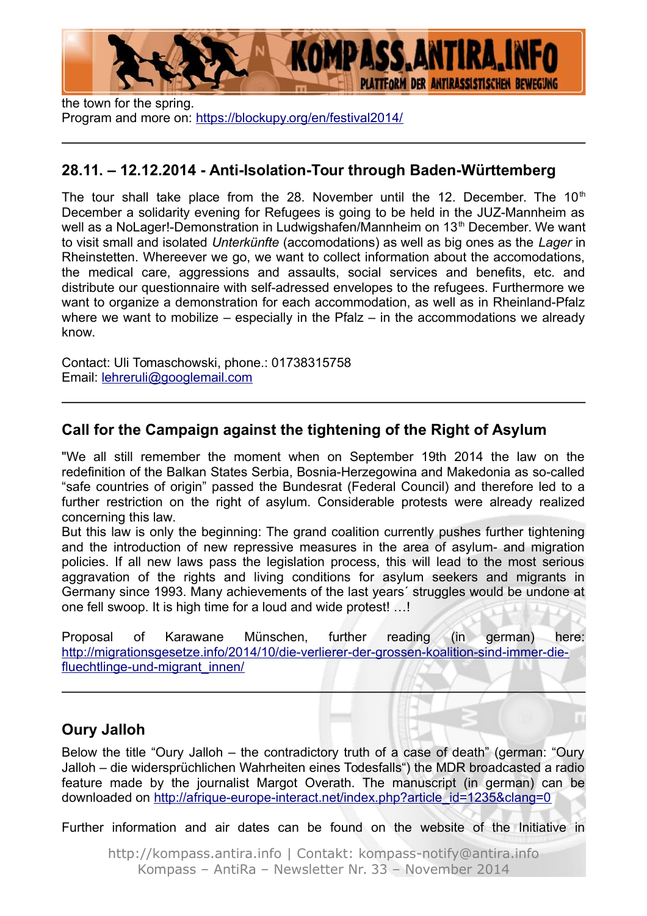the town for the spring.
Program and more on: https://blockupy.org/en/festival2014/

---

## 28.11. – 12.12.2014 - Anti-Isolation-Tour through Baden-Württemberg

The tour shall take place from the 28. November until the 12. December. The 10th December a solidarity evening for Refugees is going to be held in the JUZ-Mannheim as well as a NoLager!-Demonstration in Ludwigshafen/Mannheim on 13th December. We want to visit small and isolated *Unterkünfte* (accomodations) as well as big ones as the *Lager* in Rheinstetten. Whereever we go, we want to collect information about the accomodations, the medical care, aggressions and assaults, social services and benefits, etc. and distribute our questionnaire with self-adressed envelopes to the refugees. Furthermore we want to organize a demonstration for each accommodation, as well as in Rheinland-Pfalz where we want to mobilize – especially in the Pfalz – in the accommodations we already know.

Contact: Uli Tomaschowski, phone.: 01738315758
Email: lehreruli@googlemail.com

---

## Call for the Campaign against the tightening of the Right of Asylum

"We all still remember the moment when on September 19th 2014 the law on the redefinition of the Balkan States Serbia, Bosnia-Herzegowina and Makedonia as so-called “safe countries of origin” passed the Bundesrat (Federal Council) and therefore led to a further restriction on the right of asylum. Considerable protests were already realized concerning this law.
But this law is only the beginning: The grand coalition currently pushes further tightening and the introduction of new repressive measures in the area of asylum- and migration policies. If all new laws pass the legislation process, this will lead to the most serious aggravation of the rights and living conditions for asylum seekers and migrants in Germany since 1993. Many achievements of the last years´ struggles would be undone at one fell swoop. It is high time for a loud and wide protest! …!

Proposal of Karawane München, further reading (in german) here: http://migrationsgesetze.info/2014/10/die-verlierer-der-grossen-koalition-sind-immer-die-fluechtlinge-und-migrant_innen/

---

## Oury Jalloh

Below the title “Oury Jalloh – the contradictory truth of a case of death” (german: “Oury Jalloh – die widersprüchlichen Wahrheiten eines Todesfalls“) the MDR broadcasted a radio feature made by the journalist Margot Overath. The manuscript (in german) can be downloaded on http://afrique-europe-interact.net/index.php?article_id=1235&clang=0

Further information and air dates can be found on the website of the Initiative in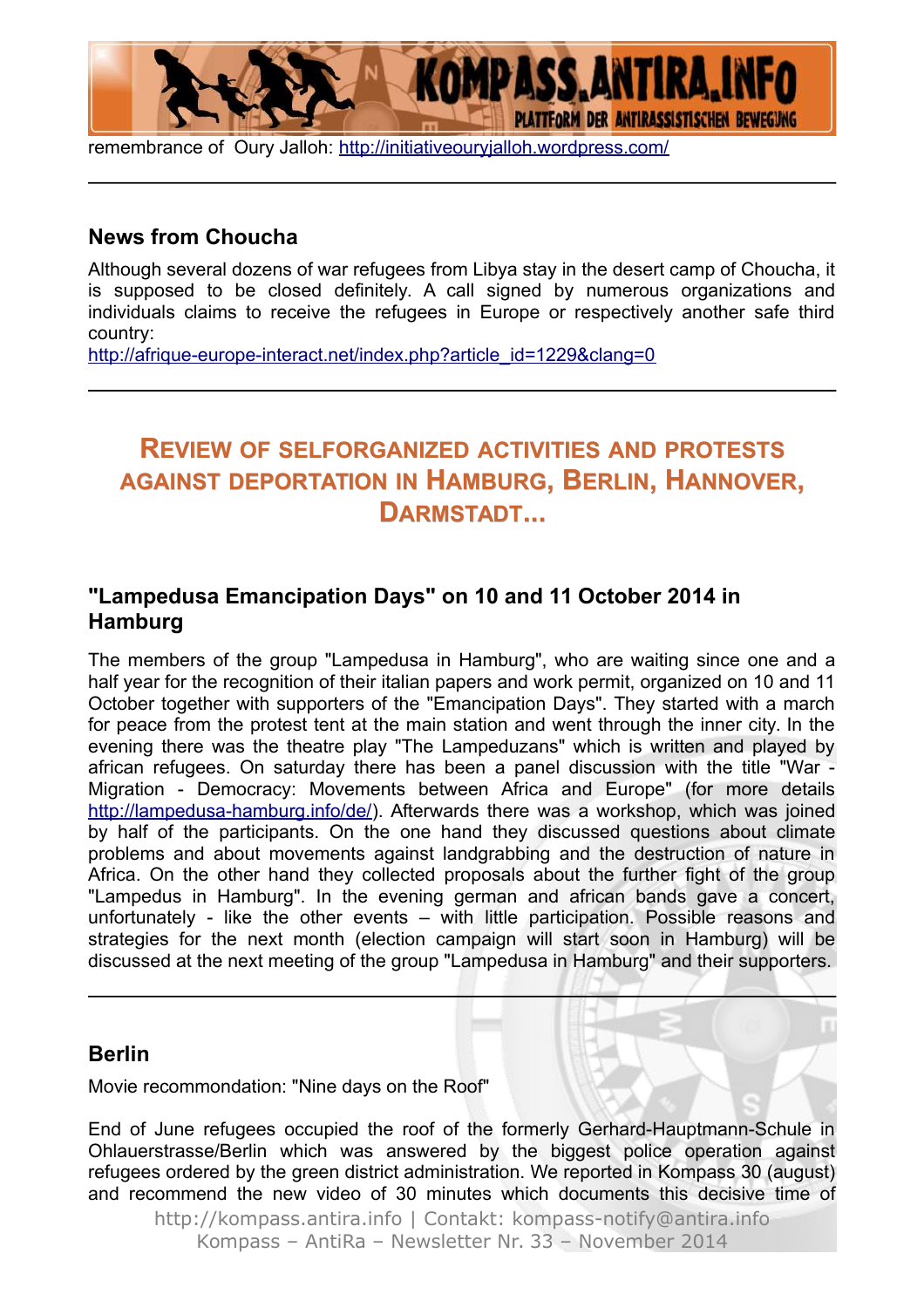remembrance of Oury Jalloh: http://initiativeouryjalloh.wordpress.com/

---

## News from Choucha

Although several dozens of war refugees from Libya stay in the desert camp of Choucha, it is supposed to be closed definitely. A call signed by numerous organizations and individuals claims to receive the refugees in Europe or respectively another safe third country:
http://afrique-europe-interact.net/index.php?article_id=1229&clang=0

---

# Review of selforganized activities and protests against deportation in Hamburg, Berlin, Hannover, Darmstadt...

## "Lampedusa Emancipation Days" on 10 and 11 October 2014 in Hamburg

The members of the group "Lampedusa in Hamburg", who are waiting since one and a half year for the recognition of their italian papers and work permit, organized on 10 and 11 October together with supporters of the "Emancipation Days". They started with a march for peace from the protest tent at the main station and went through the inner city. In the evening there was the theatre play "The Lampeduzans" which is written and played by african refugees. On saturday there has been a panel discussion with the title "War - Migration - Democracy: Movements between Africa and Europe" (for more details http://lampedusa-hamburg.info/de/). Afterwards there was a workshop, which was joined by half of the participants. On the one hand they discussed questions about climate problems and about movements against landgrabbing and the destruction of nature in Africa. On the other hand they collected proposals about the further fight of the group "Lampedus in Hamburg". In the evening german and african bands gave a concert, unfortunately - like the other events – with little participation. Possible reasons and strategies for the next month (election campaign will start soon in Hamburg) will be discussed at the next meeting of the group "Lampedusa in Hamburg" and their supporters.

---

## Berlin

Movie recommondation: "Nine days on the Roof"

End of June refugees occupied the roof of the formerly Gerhard-Hauptmann-Schule in Ohlauerstrasse/Berlin which was answered by the biggest police operation against refugees ordered by the green district administration. We reported in Kompass 30 (august) and recommend the new video of 30 minutes which documents this decisive time of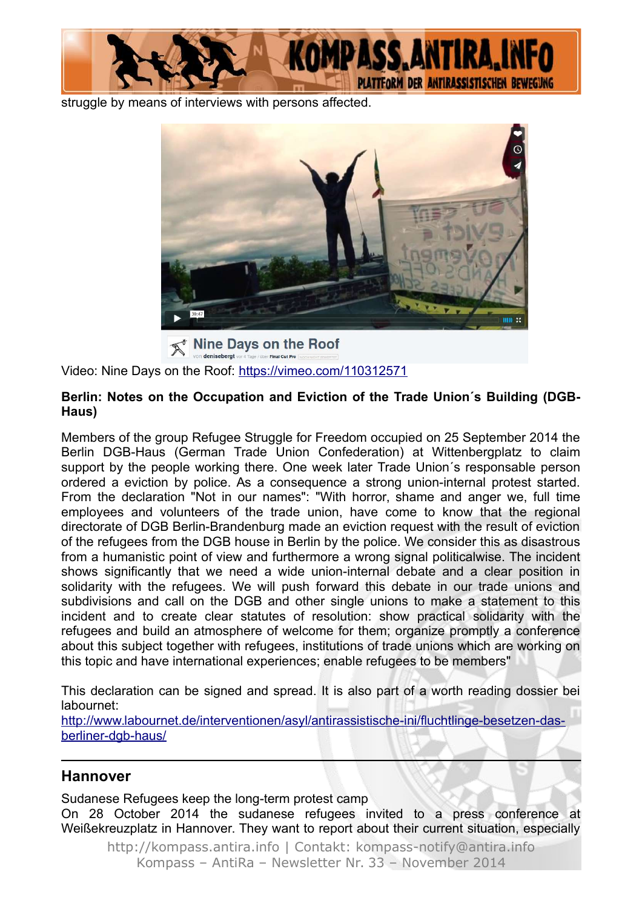struggle by means of interviews with persons affected.

Video: Nine Days on the Roof: https://vimeo.com/110312571

**Berlin: Notes on the Occupation and Eviction of the Trade Union´s Building (DGB-Haus)**

Members of the group Refugee Struggle for Freedom occupied on 25 September 2014 the Berlin DGB-Haus (German Trade Union Confederation) at Wittenbergplatz to claim support by the people working there. One week later Trade Union´s responsable person ordered a eviction by police. As a consequence a strong union-internal protest started. From the declaration "Not in our names": "With horror, shame and anger we, full time employees and volunteers of the trade union, have come to know that the regional directorate of DGB Berlin-Brandenburg made an eviction request with the result of eviction of the refugees from the DGB house in Berlin by the police. We consider this as disastrous from a humanistic point of view and furthermore a wrong signal politicalwise. The incident shows significantly that we need a wide union-internal debate and a clear position in solidarity with the refugees. We will push forward this debate in our trade unions and subdivisions and call on the DGB and other single unions to make a statement to this incident and to create clear statutes of resolution: show practical solidarity with the refugees and build an atmosphere of welcome for them; organize promptly a conference about this subject together with refugees, institutions of trade unions which are working on this topic and have international experiences; enable refugees to be members"

This declaration can be signed and spread. It is also part of a worth reading dossier bei labournet:
http://www.labournet.de/interventionen/asyl/antirassistische-ini/fluchtlinge-besetzen-das-berliner-dgb-haus/

---

## Hannover

Sudanese Refugees keep the long-term protest camp
On 28 October 2014 the sudanese refugees invited to a press conference at Weißekreuzplatz in Hannover. They want to report about their current situation, especially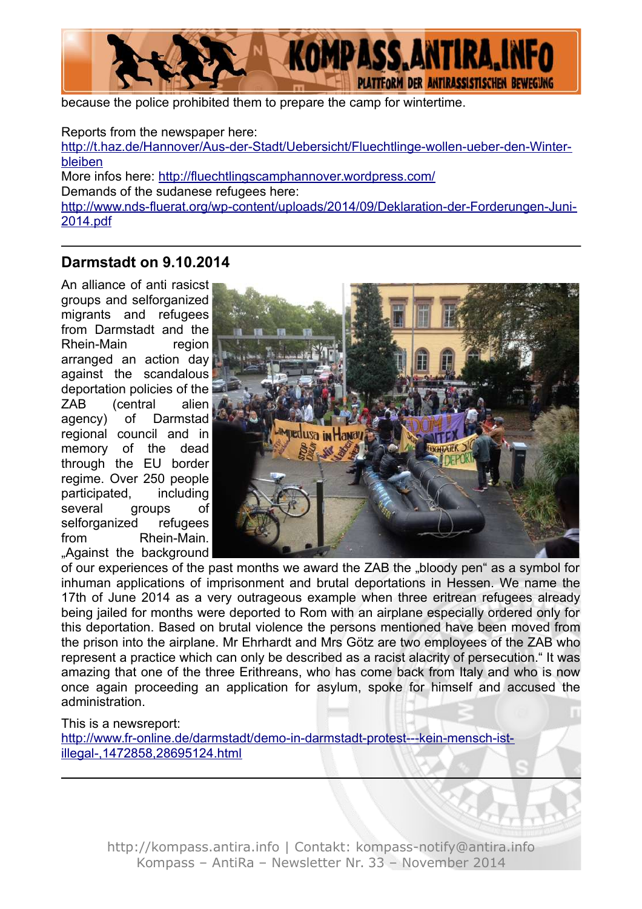because the police prohibited them to prepare the camp for wintertime.

Reports from the newspaper here:
http://t.haz.de/Hannover/Aus-der-Stadt/Uebersicht/Fluechtlinge-wollen-ueber-den-Winter-bleiben
More infos here: http://fluechtlingscamphannover.wordpress.com/
Demands of the sudanese refugees here:
http://www.nds-fluerat.org/wp-content/uploads/2014/09/Deklaration-der-Forderungen-Juni-2014.pdf

---

## Darmstadt on 9.10.2014

An alliance of anti rasicst groups and selforganized migrants and refugees from Darmstadt and the Rhein-Main region arranged an action day against the scandalous deportation policies of the ZAB (central alien agency) of Darmstad regional council and in memory of the dead through the EU border regime. Over 250 people participated, including several groups of selforganized refugees from Rhein-Main. „Against the background of our experiences of the past months we award the ZAB the „bloody pen" as a symbol for inhuman applications of imprisonment and brutal deportations in Hessen. We name the 17th of June 2014 as a very outrageous example when three eritrean refugees already being jailed for months were deported to Rom with an airplane especially ordered only for this deportation. Based on brutal violence the persons mentioned have been moved from the prison into the airplane. Mr Ehrhardt and Mrs Götz are two employees of the ZAB who represent a practice which can only be described as a racist alacrity of persecution." It was amazing that one of the three Erithreans, who has come back from Italy and who is now once again proceeding an application for asylum, spoke for himself and accused the administration.

This is a newsreport:
http://www.fr-online.de/darmstadt/demo-in-darmstadt-protest---kein-mensch-ist-illegal-,1472858,28695124.html

---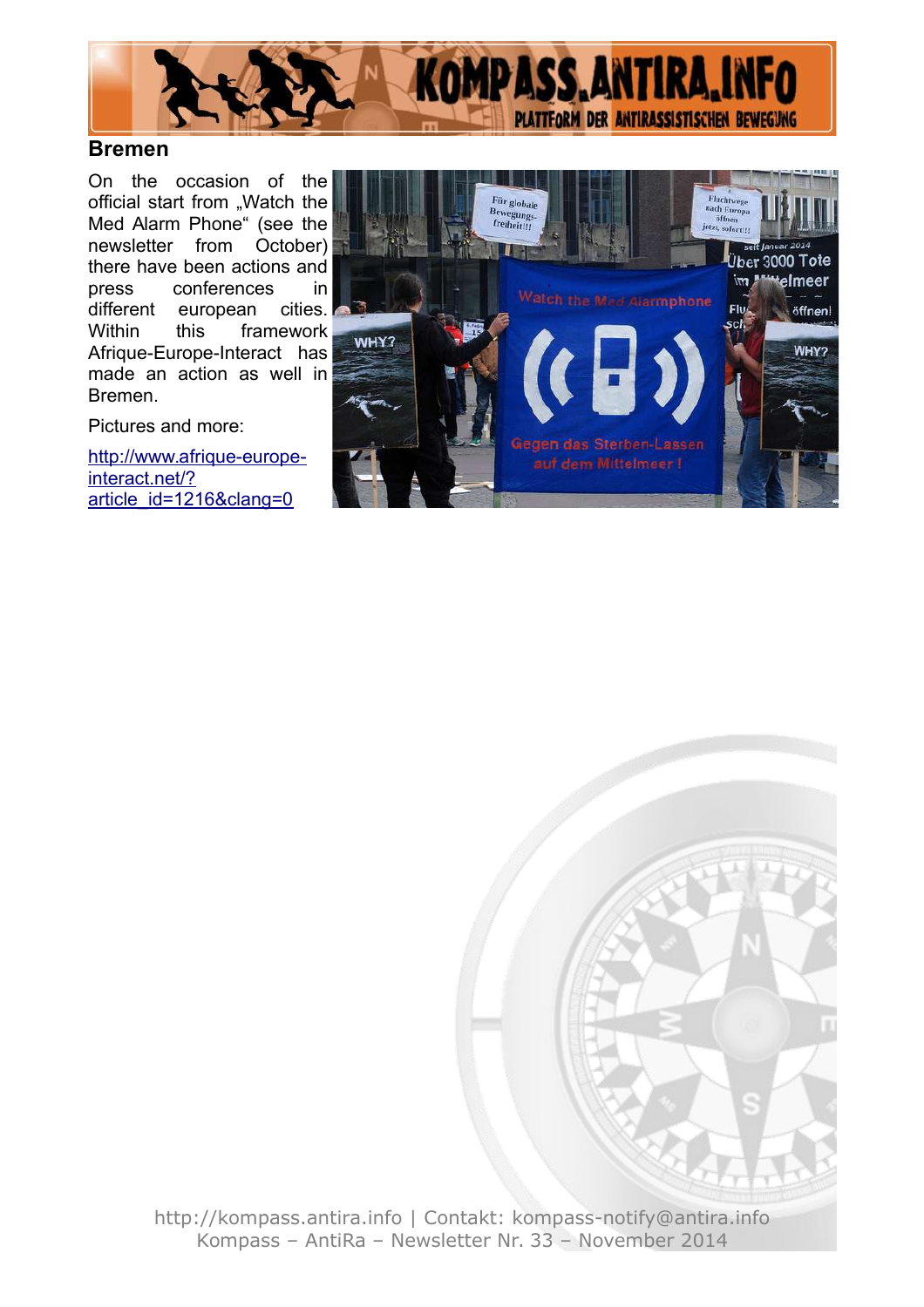## Bremen

On the occasion of the official start from „Watch the Med Alarm Phone“ (see the newsletter from October) there have been actions and press conferences in different european cities. Within this framework Afrique-Europe-Interact has made an action as well in Bremen.

Pictures and more:

[http://www.afrique-europe-interact.net/?article_id=1216&clang=0](http://www.afrique-europe-interact.net/?article_id=1216&clang=0)